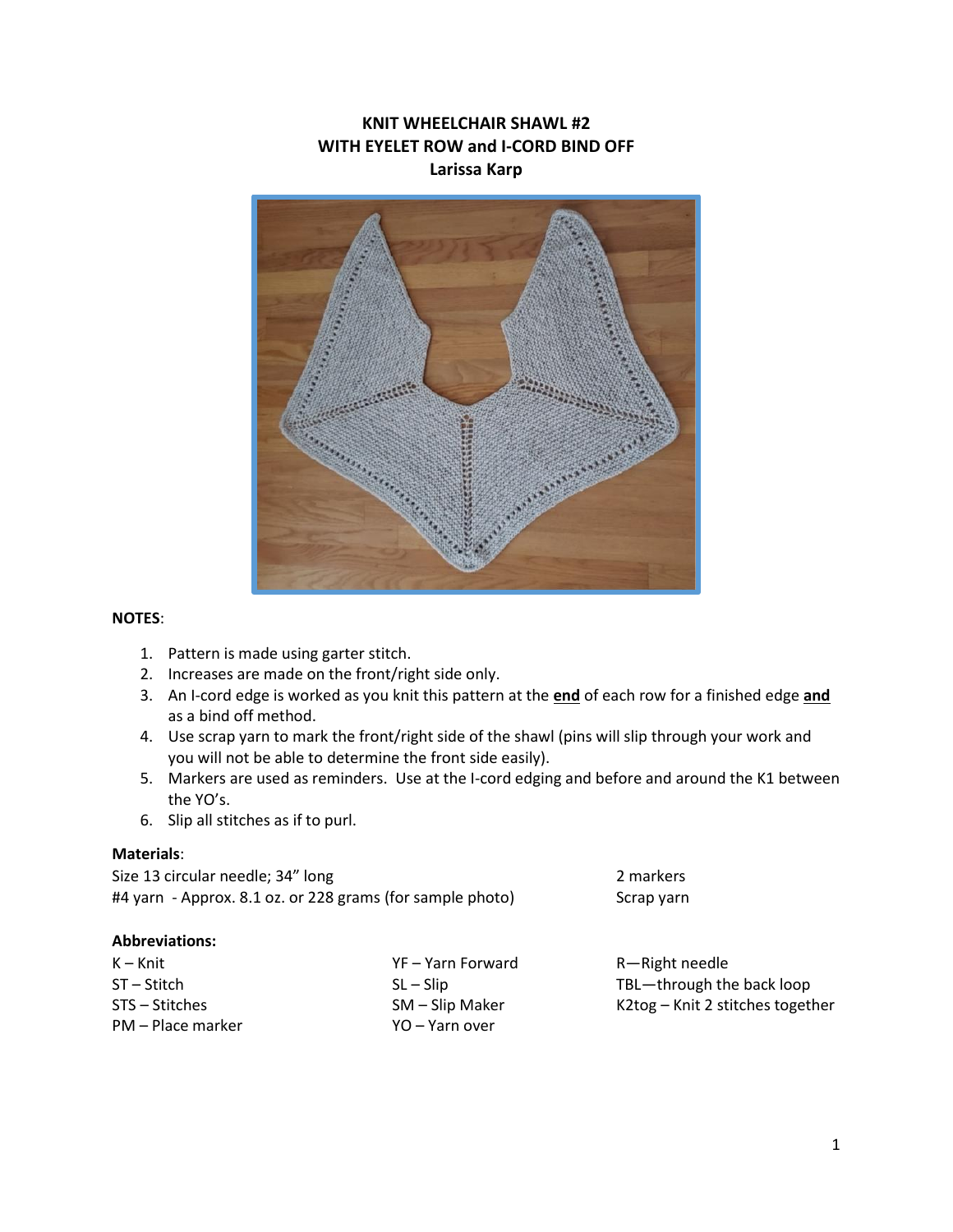# KNIT WHEELCHAIR SHAWL #2
## WITH EYELET ROW and I-CORD BIND OFF
### Larissa Karp

**NOTES**:

1. Pattern is made using garter stitch.
2. Increases are made on the front/right side only.
3. An I-cord edge is worked as you knit this pattern at the **end** of each row for a finished edge **and** as a bind off method.
4. Use scrap yarn to mark the front/right side of the shawl (pins will slip through your work and you will not be able to determine the front side easily).
5. Markers are used as reminders. Use at the I-cord edging and before and around the K1 between the YO's.
6. Slip all stitches as if to purl.

**Materials**:

Size 13 circular needle; 34" long
#4 yarn - Approx. 8.1 oz. or 228 grams (for sample photo)
2 markers
Scrap yarn

**Abbreviations:**

| | | |
|---|---|---|
| K – Knit | YF – Yarn Forward | R—Right needle |
| ST – Stitch | SL – Slip | TBL—through the back loop |
| STS – Stitches | SM – Slip Maker | K2tog – Knit 2 stitches together |
| PM – Place marker | YO – Yarn over | |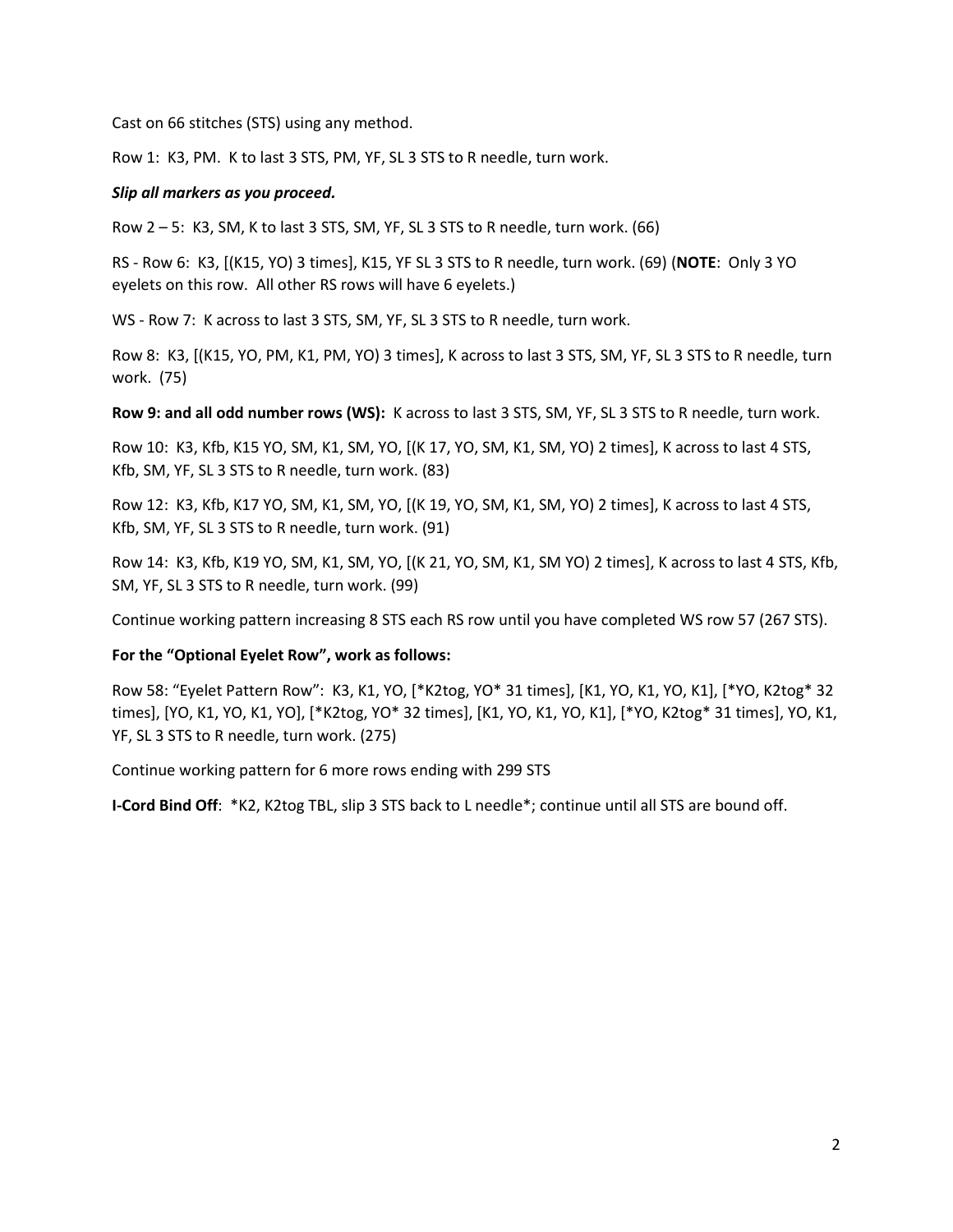Cast on 66 stitches (STS) using any method.

Row 1: K3, PM. K to last 3 STS, PM, YF, SL 3 STS to R needle, turn work.

***Slip all markers as you proceed.***

Row 2 – 5: K3, SM, K to last 3 STS, SM, YF, SL 3 STS to R needle, turn work. (66)

RS - Row 6: K3, [(K15, YO) 3 times], K15, YF SL 3 STS to R needle, turn work. (69) (**NOTE**: Only 3 YO eyelets on this row. All other RS rows will have 6 eyelets.)

WS - Row 7: K across to last 3 STS, SM, YF, SL 3 STS to R needle, turn work.

Row 8: K3, [(K15, YO, PM, K1, PM, YO) 3 times], K across to last 3 STS, SM, YF, SL 3 STS to R needle, turn work. (75)

**Row 9: and all odd number rows (WS):** K across to last 3 STS, SM, YF, SL 3 STS to R needle, turn work.

Row 10: K3, Kfb, K15 YO, SM, K1, SM, YO, [(K 17, YO, SM, K1, SM, YO) 2 times], K across to last 4 STS, Kfb, SM, YF, SL 3 STS to R needle, turn work. (83)

Row 12: K3, Kfb, K17 YO, SM, K1, SM, YO, [(K 19, YO, SM, K1, SM, YO) 2 times], K across to last 4 STS, Kfb, SM, YF, SL 3 STS to R needle, turn work. (91)

Row 14: K3, Kfb, K19 YO, SM, K1, SM, YO, [(K 21, YO, SM, K1, SM YO) 2 times], K across to last 4 STS, Kfb, SM, YF, SL 3 STS to R needle, turn work. (99)

Continue working pattern increasing 8 STS each RS row until you have completed WS row 57 (267 STS).

**For the "Optional Eyelet Row", work as follows:**

Row 58: "Eyelet Pattern Row": K3, K1, YO, [*K2tog, YO* 31 times], [K1, YO, K1, YO, K1], [*YO, K2tog* 32 times], [YO, K1, YO, K1, YO], [*K2tog, YO* 32 times], [K1, YO, K1, YO, K1], [*YO, K2tog* 31 times], YO, K1, YF, SL 3 STS to R needle, turn work. (275)

Continue working pattern for 6 more rows ending with 299 STS

**I-Cord Bind Off**: *K2, K2tog TBL, slip 3 STS back to L needle*; continue until all STS are bound off.